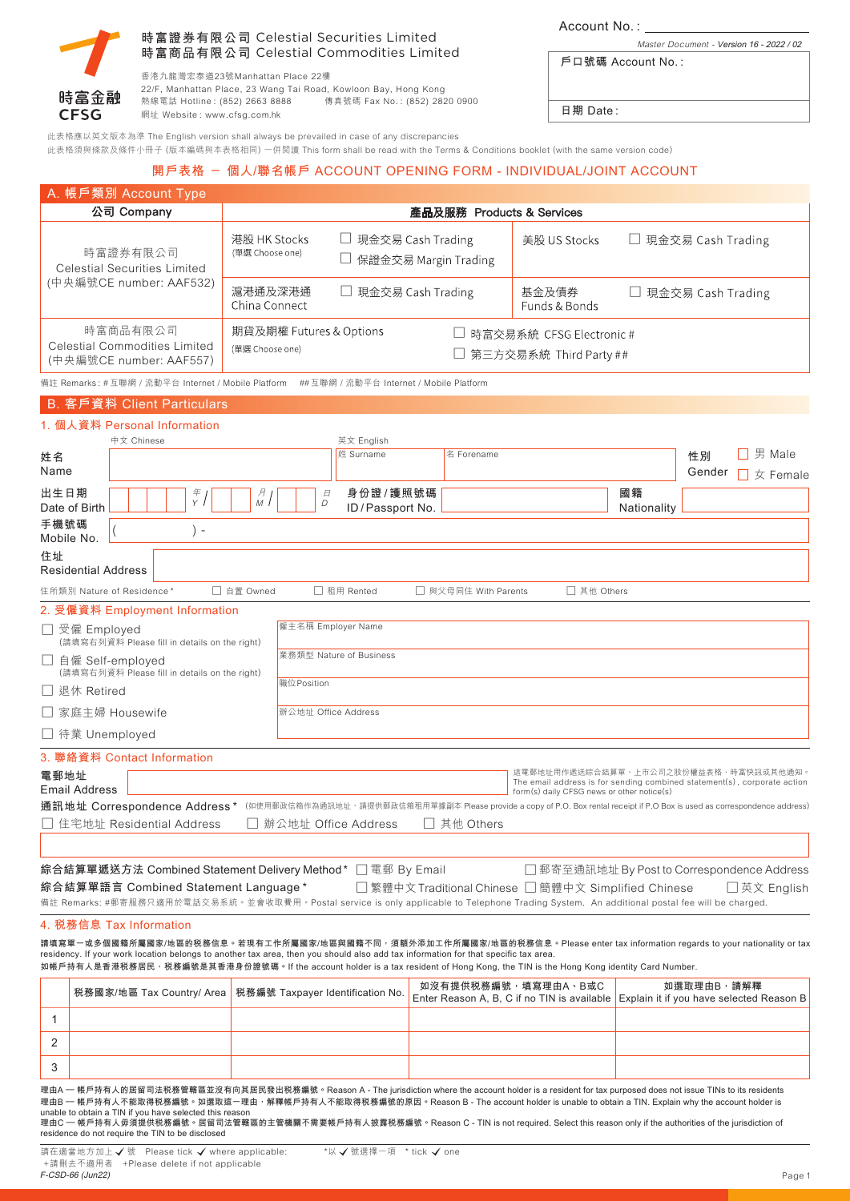時富金融
CFSG

**時富證券有限公司 Celestial Securities Limited**
**時富商品有限公司 Celestial Commodities Limited**

香港九龍灣宏泰道23號Manhattan Place 22樓
22/F, Manhattan Place, 23 Wang Tai Road, Kowloon Bay, Hong Kong
熱線電話 Hotline : (852) 2663 8888　　傳真號碼 Fax No. : (852) 2820 0900
網址 Website : www.cfsg.com.hk

Account No. : ____________

*Master Document - Version 16 - 2022 / 02*

| 戶口號碼 Account No. : |
|---|
| 日期 Date : |

此表格應以英文版本為準 The English version shall always be prevailed in case of any discrepancies
此表格須與條款及條件小冊子 (版本編碼與本表格相同) 一併閱讀 This form shall be read with the Terms & Conditions booklet (with the same version code)

# 開戶表格 – 個人/聯名帳戶 ACCOUNT OPENING FORM - INDIVIDUAL/JOINT ACCOUNT

## A. 帳戶類別 Account Type

| 公司 Company | 產品及服務 Products & Services | | | |
|---|---|---|---|---|
| 時富證券有限公司 Celestial Securities Limited (中央編號CE number: AAF532) | 港股 HK Stocks (單選 Choose one) | ☐ 現金交易 Cash Trading<br>☐ 保證金交易 Margin Trading | 美股 US Stocks | ☐ 現金交易 Cash Trading |
| | 滬港通及深港通 China Connect | ☐ 現金交易 Cash Trading | 基金及債券 Funds & Bonds | ☐ 現金交易 Cash Trading |
| 時富商品有限公司 Celestial Commodities Limited (中央編號CE number: AAF557) | 期貨及期權 Futures & Options (單選 Choose one) | ☐ 時富交易系統 CFSG Electronic #<br>☐ 第三方交易系統 Third Party ## | | |

備註 Remarks : # 互聯網 / 流動平台 Internet / Mobile Platform　　## 互聯網 / 流動平台 Internet / Mobile Platform

## B. 客戶資料 Client Particulars

### 1. 個人資料 Personal Information

| 姓名 Name | 中文 Chinese | 英文 English 姓 Surname | 名 Forename | 性別 Gender | ☐ 男 Male ☐ 女 Female |
|---|---|---|---|---|---|
| 出生日期 Date of Birth | 年 Y / 月 M / 日 D | 身份證 / 護照號碼 ID / Passport No. | | 國籍 Nationality | |
| 手機號碼 Mobile No. | ( ) - | | | | |
| 住址 Residential Address | | | | | |

住所類別 Nature of Residence * ☐ 自置 Owned ☐ 租用 Rented ☐ 與父母同住 With Parents ☐ 其他 Others

### 2. 受僱資料 Employment Information

| | |
|---|---|
| ☐ 受僱 Employed (請填寫右列資料 Please fill in details on the right) | 僱主名稱 Employer Name |
| ☐ 自僱 Self-employed (請填寫右列資料 Please fill in details on the right) | 業務類型 Nature of Business |
| ☐ 退休 Retired | 職位Position |
| ☐ 家庭主婦 Housewife | 辦公地址 Office Address |
| ☐ 待業 Unemployed | |

### 3. 聯絡資料 Contact Information

| 電郵地址 Email Address | | 這電郵地址用作遞送綜合結算單，上市公司之股份權益表格，時富快訊或其他通知。The email address is for sending combined statement(s), corporate action form(s) daily CFSG news or other notice(s) |
|---|---|---|

**通訊地址 Correspondence Address *** (如使用郵政信箱作為通訊地址，請提供郵政信箱租用單據副本 Please provide a copy of P.O. Box rental receipt if P.O Box is used as correspondence address)

☐ 住宅地址 Residential Address ☐ 辦公地址 Office Address ☐ 其他 Others

**綜合結算單遞送方法 Combined Statement Delivery Method *** ☐ 電郵 By Email ☐ 郵寄至通訊地址 By Post to Correspondence Address

**綜合結算單語言 Combined Statement Language *** ☐ 繁體中文 Traditional Chinese ☐ 簡體中文 Simplified Chinese ☐ 英文 English

備註 Remarks : #郵寄服務只適用於電話交易系統，並會收取費用。Postal service is only applicable to Telephone Trading System. An additional postal fee will be charged.

### 4. 稅務信息 Tax Information

請填寫單一或多個國籍所屬國家/地區的稅務信息。若現有工作所屬國家/地區與國籍不同，須額外添加工作所屬國家/地區的稅務信息。Please enter tax information regards to your nationality or tax residency. If your work location belongs to another tax area, then you should also add tax information for that specific tax area.
如帳戶持有人是香港稅務居民，稅務編號是其香港身份證號碼。If the account holder is a tax resident of Hong Kong, the TIN is the Hong Kong identity Card Number.

| | 稅務國家/地區 Tax Country/ Area | 稅務編號 Taxpayer Identification No. | 如沒有提供稅務編號，填寫理由A、B或C Enter Reason A, B, C if no TIN is available | 如選取理由B，請解釋 Explain it if you have selected Reason B |
|---|---|---|---|---|
| 1 | | | | |
| 2 | | | | |
| 3 | | | | |

理由A — 帳戶持有人的居留司法稅務管轄區並沒有向其居民發出稅務編號。Reason A - The jurisdiction where the account holder is a resident for tax purposed does not issue TINs to its residents
理由B — 帳戶持有人不能取得稅務編號。如選取這一理由，解釋帳戶持有人不能取得稅務編號的原因。Reason B - The account holder is unable to obtain a TIN. Explain why the account holder is unable to obtain a TIN if you have selected this reason
理由C — 帳戶持有人毋須提供稅務編號。居留司法管轄區的主管機關不需要帳戶持有人披露稅務編號。Reason C - TIN is not required. Select this reason only if the authorities of the jurisdiction of residence do not require the TIN to be disclosed

請在適當地方加上 ✓ 號 Please tick ✓ where applicable:　　*以 ✓ 號選擇一項 * tick ✓ one
+請刪去不適用者 +Please delete if not applicable

*F-CSD-66 (Jun22)*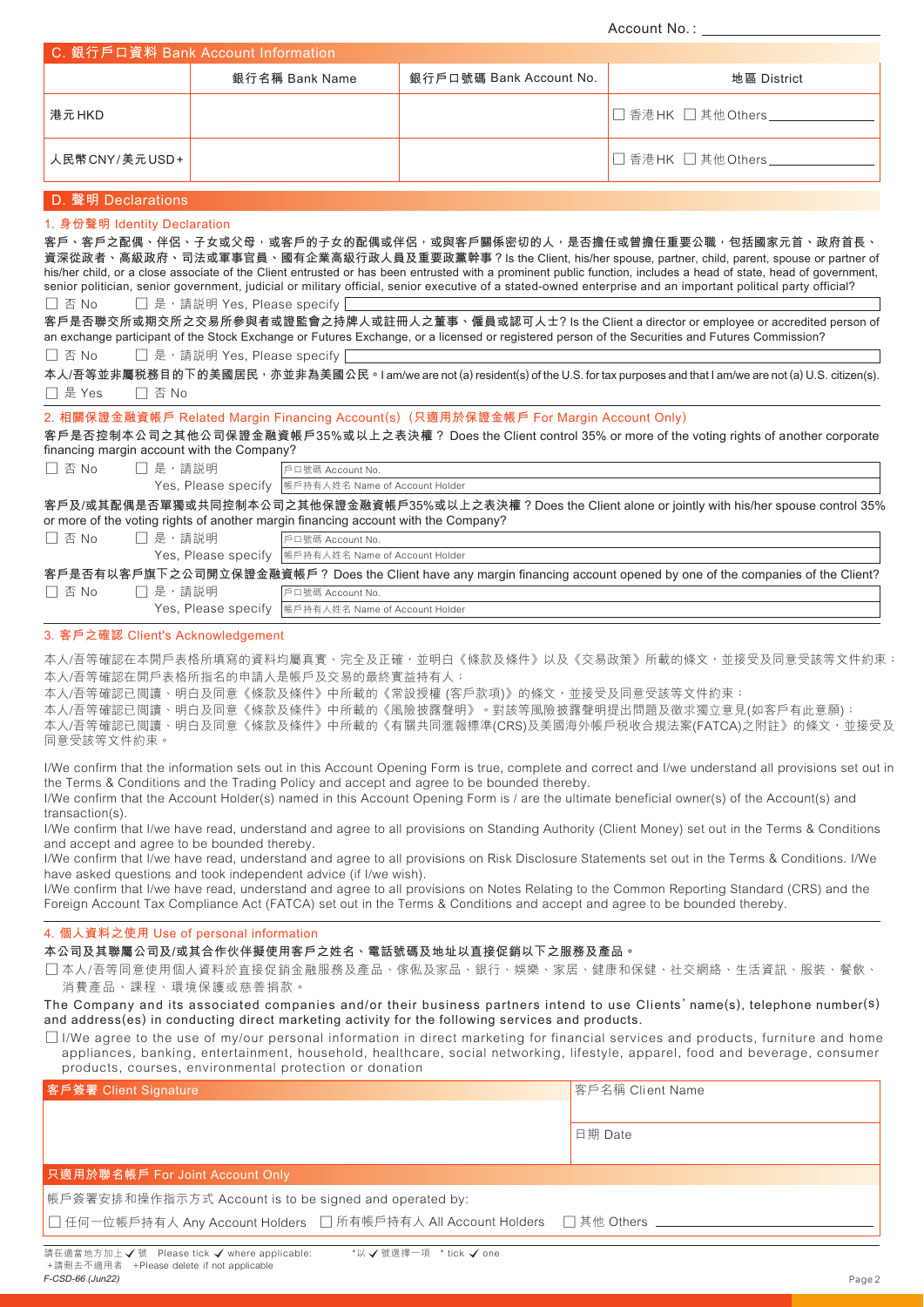Account No. : \_\_\_\_\_\_\_\_\_\_\_\_\_\_\_\_\_\_\_\_

## C. 銀行戶口資料 Bank Account Information

| | 銀行名稱 Bank Name | 銀行戶口號碼 Bank Account No. | 地區 District |
|---|---|---|---|
| 港元HKD | | | ☐ 香港HK ☐ 其他Others \_\_\_\_\_\_\_\_ |
| 人民幣CNY/美元USD+ | | | ☐ 香港HK ☐ 其他Others \_\_\_\_\_\_\_\_ |

## D. 聲明 Declarations

### 1. 身份聲明 Identity Declaration

**客戶、客戶之配偶、伴侶、子女或父母，或客戶的子女的配偶或伴侶，或與客戶關係密切的人，是否擔任或曾擔任重要公職，包括國家元首、政府首長、資深從政者、高級政府、司法或軍事官員、國有企業高級行政人員及重要政黨幹事？** Is the Client, his/her spouse, partner, child, parent, spouse or partner of his/her child, or a close associate of the Client entrusted or has been entrusted with a prominent public function, includes a head of state, head of government, senior politician, senior government, judicial or military official, senior executive of a stated-owned enterprise and an important political party official?

☐ 否 No ☐ 是，請說明 Yes, Please specify \_\_\_\_\_\_\_\_

**客戶是否聯交所或期交所之交易所參與者或證監會之持牌人或註冊人之董事、僱員或認可人士？** Is the Client a director or employee or accredited person of an exchange participant of the Stock Exchange or Futures Exchange, or a licensed or registered person of the Securities and Futures Commission?

☐ 否 No ☐ 是，請說明 Yes, Please specify \_\_\_\_\_\_\_\_

**本人/吾等並非屬稅務目的下的美國居民，亦並非為美國公民。** I am/we are not (a) resident(s) of the U.S. for tax purposes and that I am/we are not (a) U.S. citizen(s).

☐ 是 Yes ☐ 否 No

### 2. 相關保證金融資帳戶 Related Margin Financing Account(s)（只適用於保證金帳戶 For Margin Account Only）

**客戶是否控制本公司之其他公司保證金融資帳戶35%或以上之表決權？** Does the Client control 35% or more of the voting rights of another corporate financing margin account with the Company?

☐ 否 No ☐ 是，請說明 Yes, Please specify
戶口號碼 Account No. \_\_\_\_\_\_\_\_
帳戶持有人姓名 Name of Account Holder \_\_\_\_\_\_\_\_

**客戶及/或其配偶是否單獨或共同控制本公司之其他保證金融資帳戶35%或以上之表決權？** Does the Client alone or jointly with his/her spouse control 35% or more of the voting rights of another margin financing account with the Company?

☐ 否 No ☐ 是，請說明 Yes, Please specify
戶口號碼 Account No. \_\_\_\_\_\_\_\_
帳戶持有人姓名 Name of Account Holder \_\_\_\_\_\_\_\_

**客戶是否有以客戶旗下之公司開立保證金融資帳戶？** Does the Client have any margin financing account opened by one of the companies of the Client?

☐ 否 No ☐ 是，請說明 Yes, Please specify
戶口號碼 Account No. \_\_\_\_\_\_\_\_
帳戶持有人姓名 Name of Account Holder \_\_\_\_\_\_\_\_

### 3. 客戶之確認 Client's Acknowledgement

本人/吾等確認在本開戶表格所填寫的資料均屬真實、完全及正確，並明白《條款及條件》以及《交易政策》所載的條文，並接受及同意受該等文件約束；
本人/吾等確認在開戶表格所指名的申請人是帳戶及交易的最終實益持有人；
本人/吾等確認已閱讀、明白及同意《條款及條件》中所載的《常設授權 (客戶款項)》的條文，並接受及同意受該等文件約束；
本人/吾等確認已閱讀、明白及同意《條款及條件》中所載的《風險披露聲明》。對該等風險披露聲明提出問題及徵求獨立意見(如客戶有此意願)；
本人/吾等確認已閱讀、明白及同意《條款及條件》中所載的《有關共同滙報標準(CRS)及美國海外帳戶稅收合規法案(FATCA)之附註》的條文，並接受及同意受該等文件約束。

I/We confirm that the information sets out in this Account Opening Form is true, complete and correct and I/we understand all provisions set out in the Terms & Conditions and the Trading Policy and accept and agree to be bounded thereby.
I/We confirm that the Account Holder(s) named in this Account Opening Form is / are the ultimate beneficial owner(s) of the Account(s) and transaction(s).
I/We confirm that I/we have read, understand and agree to all provisions on Standing Authority (Client Money) set out in the Terms & Conditions and accept and agree to be bounded thereby.
I/We confirm that I/we have read, understand and agree to all provisions on Risk Disclosure Statements set out in the Terms & Conditions. I/We have asked questions and took independent advice (if I/we wish).
I/We confirm that I/we have read, understand and agree to all provisions on Notes Relating to the Common Reporting Standard (CRS) and the Foreign Account Tax Compliance Act (FATCA) set out in the Terms & Conditions and accept and agree to be bounded thereby.

### 4. 個人資料之使用 Use of personal information

**本公司及其聯屬公司及/或其合作伙伴擬使用客戶之姓名、電話號碼及地址以直接促銷以下之服務及產品。**

☐ 本人/吾等同意使用個人資料於直接促銷金融服務及產品、傢俬及家品、銀行、娛樂、家居、健康和保健、社交網絡、生活資訊、服裝、餐飲、消費產品、課程、環境保護或慈善捐款。

**The Company and its associated companies and/or their business partners intend to use Clients' name(s), telephone number(s) and address(es) in conducting direct marketing activity for the following services and products.**

☐ I/We agree to the use of my/our personal information in direct marketing for financial services and products, furniture and home appliances, banking, entertainment, household, healthcare, social networking, lifestyle, apparel, food and beverage, consumer products, courses, environmental protection or donation

| 客戶簽署 Client Signature | 客戶名稱 Client Name |
|---|---|
| | 日期 Date |

**只適用於聯名帳戶 For Joint Account Only**

帳戶簽署安排和操作指示方式 Account is to be signed and operated by:

☐ 任何一位帳戶持有人 Any Account Holders ☐ 所有帳戶持有人 All Account Holders ☐ 其他 Others \_\_\_\_\_\_\_\_

請在適當地方加上 ✓ 號 Please tick ✓ where applicable: \*以 ✓ 號選擇一項 \* tick ✓ one
+請刪去不適用者 +Please delete if not applicable

*F-CSD-66 (Jun22)*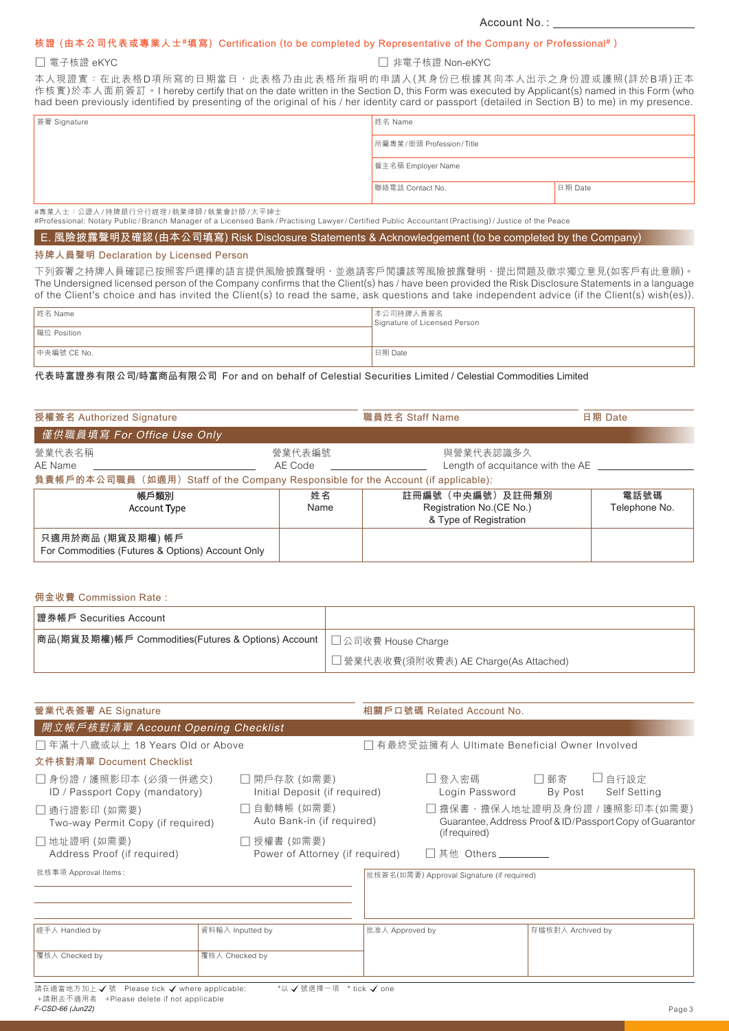Account No. : ______________________

**核證 (由本公司代表或專業人士#填寫) Certification (to be completed by Representative of the Company or Professional# )**

☐ 電子核證 eKYC　　☐ 非電子核證 Non-eKYC

本人現證實：在此表格D項所寫的日期當日，此表格乃由此表格所指明的申請人(其身份已根據其向本人出示之身份證或護照(詳於B項)正本作核實)於本人面前簽訂。I hereby certify that on the date written in the Section D, this Form was executed by Applicant(s) named in this Form (who had been previously identified by presenting of the original of his / her identity card or passport (detailed in Section B) to me) in my presence.

| | | |
|---|---|---|
| 簽署 Signature | 姓名 Name | |
| | 所屬專業/銜頭 Profession/Title | |
| | 僱主名稱 Employer Name | |
| | 聯絡電話 Contact No. | 日期 Date |

#專業人士：公證人/持牌銀行分行經理/執業律師/執業會計師/太平紳士
#Professional: Notary Public / Branch Manager of a Licensed Bank / Practising Lawyer / Certified Public Accountant (Practising) / Justice of the Peace

## E. 風險披露聲明及確認(由本公司填寫) Risk Disclosure Statements & Acknowledgement (to be completed by the Company)

**持牌人員聲明 Declaration by Licensed Person**

下列簽署之持牌人員確認已按照客戶選擇的語言提供風險披露聲明，並邀請客戶閱讀該等風險披露聲明、提出問題及徵求獨立意見(如客戶有此意願)。The Undersigned licensed person of the Company confirms that the Client(s) has / have been provided the Risk Disclosure Statements in a language of the Client's choice and has invited the Client(s) to read the same, ask questions and take independent advice (if the Client(s) wish(es)).

| | |
|---|---|
| 姓名 Name | 本公司持牌人員簽名 Signature of Licensed Person |
| 職位 Position | |
| 中央編號 CE No. | 日期 Date |

**代表時富證券有限公司/時富商品有限公司 For and on behalf of Celestial Securities Limited / Celestial Commodities Limited**

授權簽名 Authorized Signature　　職員姓名 Staff Name　　日期 Date

### 僅供職員填寫 *For Office Use Only*

營業代表名稱 AE Name ____________　　營業代表編號 AE Code ____________　　與營業代表認識多久 Length of acquitance with the AE ____________

**負責帳戶的本公司職員（如適用）Staff of the Company Responsible for the Account (if applicable):**

| 帳戶類別 Account Type | 姓名 Name | 註冊編號（中央編號）及註冊類別 Registration No.(CE No.) & Type of Registration | 電話號碼 Telephone No. |
|---|---|---|---|
| 只適用於商品 (期貨及期權) 帳戶 For Commodities (Futures & Options) Account Only | | | |

**佣金收費 Commission Rate :**

| | |
|---|---|
| 證券帳戶 Securities Account | |
| 商品(期貨及期權)帳戶 Commodities(Futures & Options) Account | ☐ 公司收費 House Charge |
| | ☐ 營業代表收費(須附收費表) AE Charge(As Attached) |

營業代表簽署 AE Signature　　相關戶口號碼 Related Account No.

### 開立帳戶核對清單 *Account Opening Checklist*

☐ 年滿十八歲或以上 18 Years Old or Above　　☐ 有最終受益擁有人 Ultimate Beneficial Owner Involved

**文件核對清單 Document Checklist**

- ☐ 身份證 / 護照影印本 (必須一併遞交) ID / Passport Copy (mandatory)
- ☐ 開戶存款 (如需要) Initial Deposit (if required)
- ☐ 登入密碼 Login Password　☐ 郵寄 By Post　☐ 自行設定 Self Setting
- ☐ 通行證影印 (如需要) Two-way Permit Copy (if required)
- ☐ 自動轉帳 (如需要) Auto Bank-in (if required)
- ☐ 擔保書、擔保人地址證明及身份證 / 護照影印本(如需要) Guarantee, Address Proof & ID/Passport Copy of Guarantor (if required)
- ☐ 地址證明 (如需要) Address Proof (if required)
- ☐ 授權書 (如需要) Power of Attorney (if required)
- ☐ 其他 Others ____________

批核事項 Approval Items:　　批核簽名(如需要) Approval Signature (if required)

| | | | |
|---|---|---|---|
| 經手人 Handled by | 資料輸入 Inputted by | 批准人 Approved by | 存檔核對人 Archived by |
| 覆核人 Checked by | 覆核人 Checked by | | |

請在適當地方加上 ✓ 號 Please tick ✓ where applicable:　　*以 ✓ 號選擇一項 * tick ✓ one
+請刪去不適用者 +Please delete if not applicable
*F-CSD-66 (Jun22)*